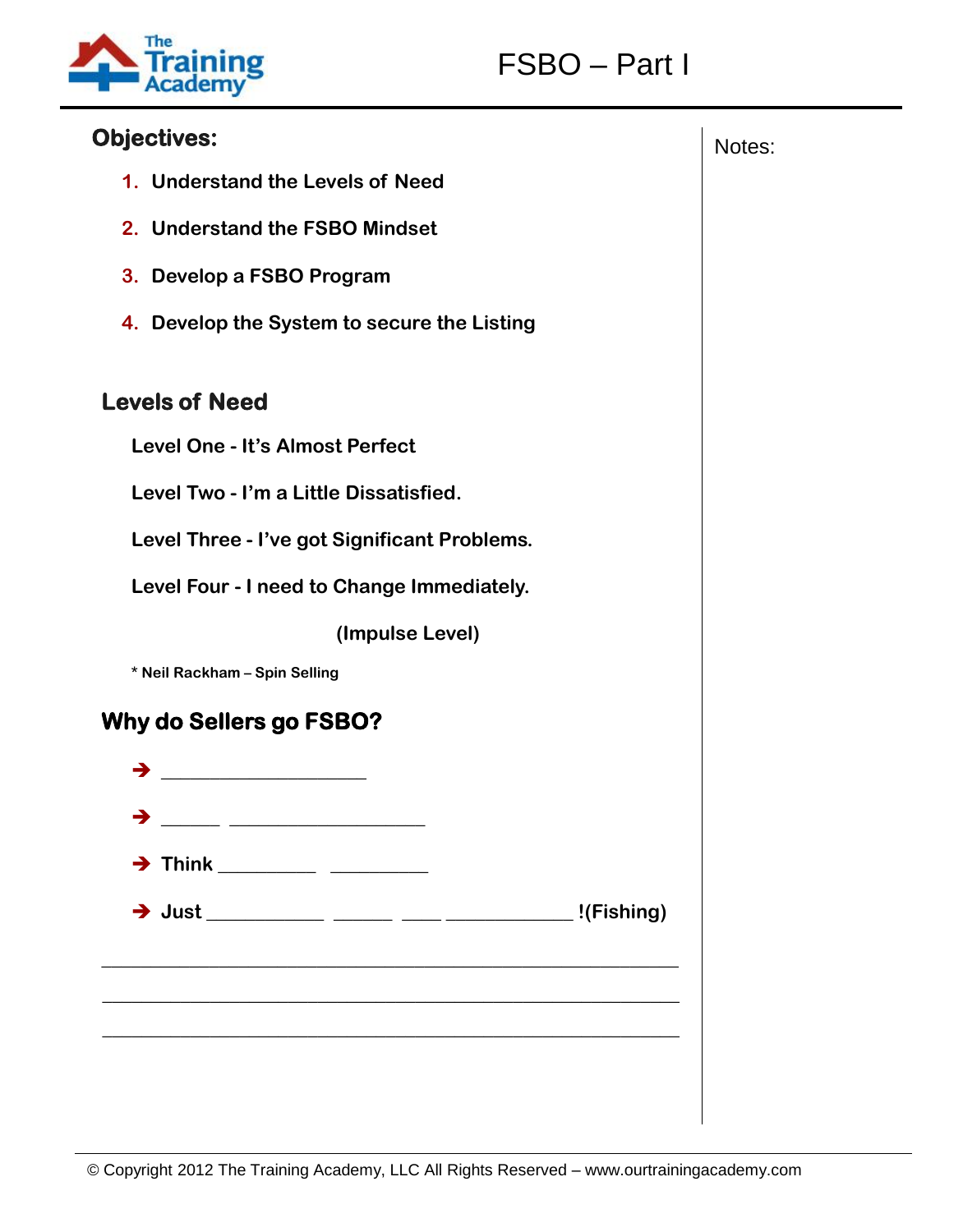# FSBO – Part I

## Objectives:

1. Understand the Levels of Need
2. Understand the FSBO Mindset
3. Develop a FSBO Program
4. Develop the System to secure the Listing

Notes:

## Levels of Need

**Level One - It's Almost Perfect**

**Level Two - I'm a Little Dissatisfied.**

**Level Three - I've got Significant Problems.**

**Level Four - I need to Change Immediately.**

**(Impulse Level)**

* Neil Rackham – Spin Selling

## Why do Sellers go FSBO?

- ___________________
- _____ ___________________
- Think _________ _________
- Just ___________ _____ ____ ____________ !(Fishing)

_____________________________________________________

_____________________________________________________

_____________________________________________________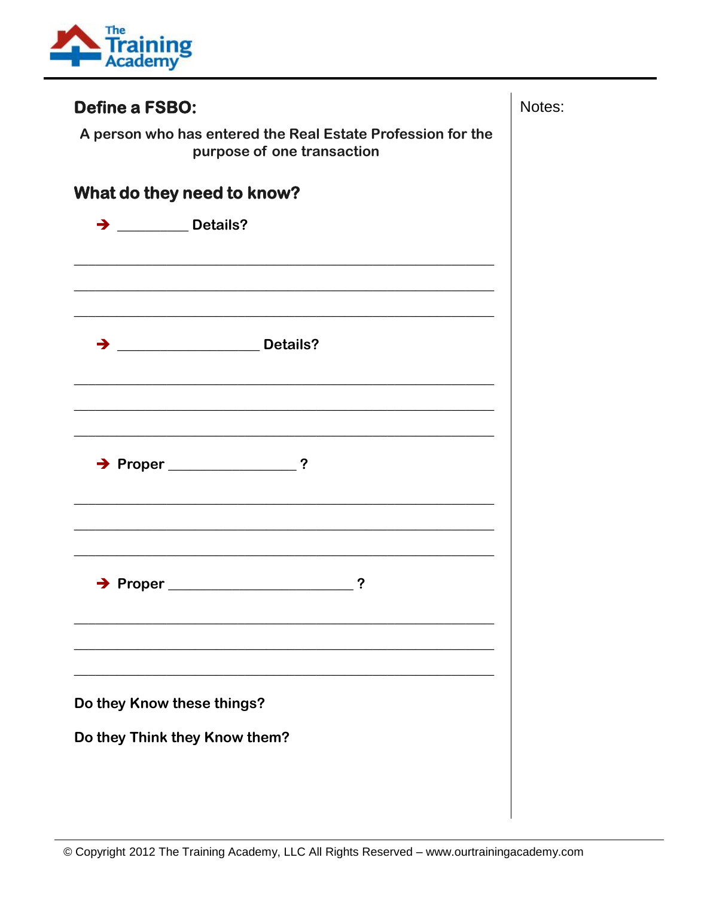## Define a FSBO:

**A person who has entered the Real Estate Profession for the purpose of one transaction**

## What do they need to know?

- ➔ _________ **Details?**

_______________________________________________________________

_______________________________________________________________

_______________________________________________________________

- ➔ __________________ **Details?**

_______________________________________________________________

_______________________________________________________________

_______________________________________________________________

- ➔ **Proper** ________________ **?**

_______________________________________________________________

_______________________________________________________________

_______________________________________________________________

- ➔ **Proper** _______________________ **?**

_______________________________________________________________

_______________________________________________________________

_______________________________________________________________

**Do they Know these things?**

**Do they Think they Know them?**

Notes: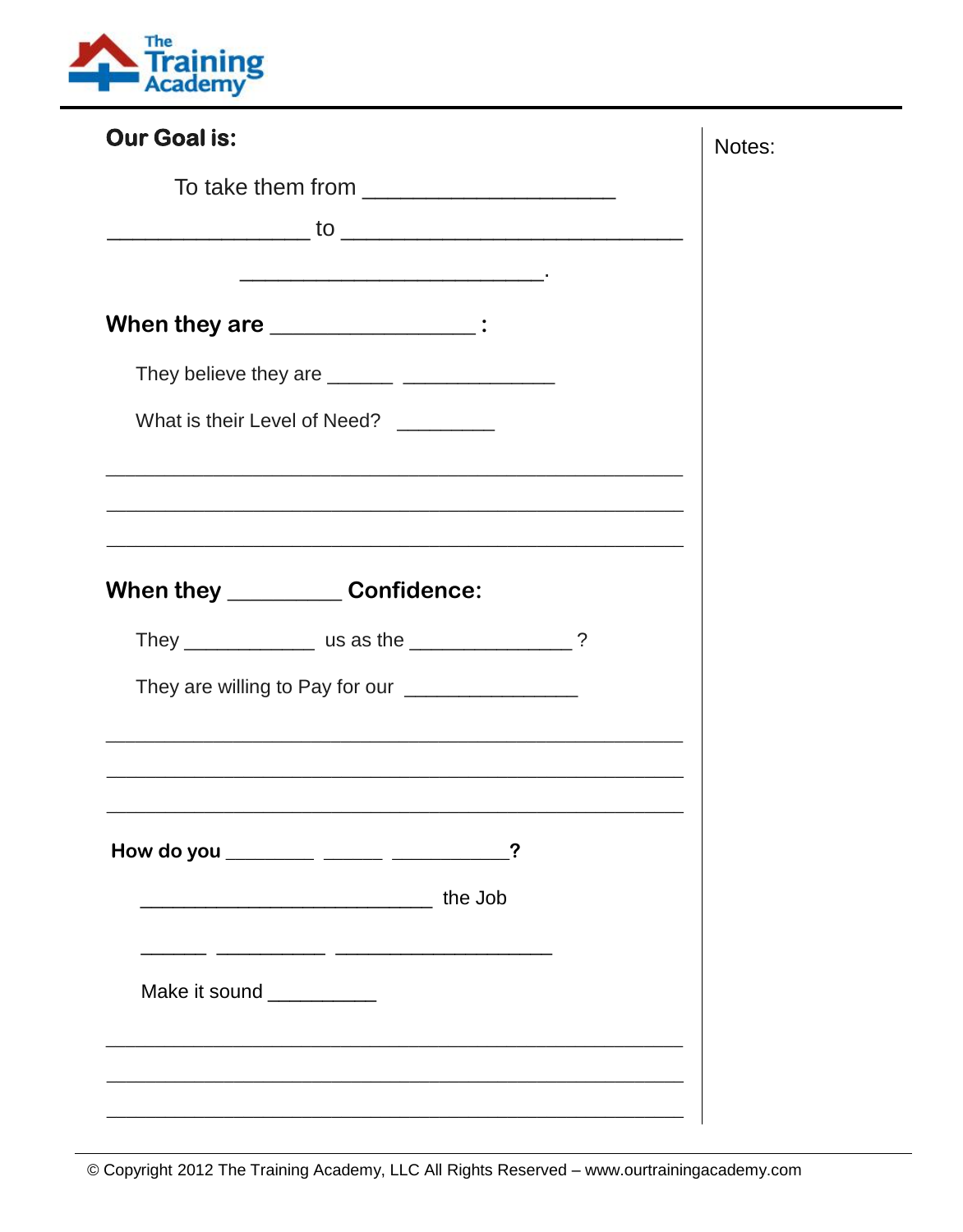## Our Goal is:

To take them from ____________________

________________ to ___________________________

_________________________.

## When they are ________________ :

They believe they are ______ _____________

What is their Level of Need? ________

______________________________________________

______________________________________________

______________________________________________

## When they _________ Confidence:

They ___________ us as the ______________ ?

They are willing to Pay for our _______________

______________________________________________

______________________________________________

______________________________________________

### How do you ________ _____ __________?

_________________________ the Job

______ _________ __________________

Make it sound _________

______________________________________________

______________________________________________

______________________________________________

Notes:

© Copyright 2012 The Training Academy, LLC All Rights Reserved – www.ourtrainingacademy.com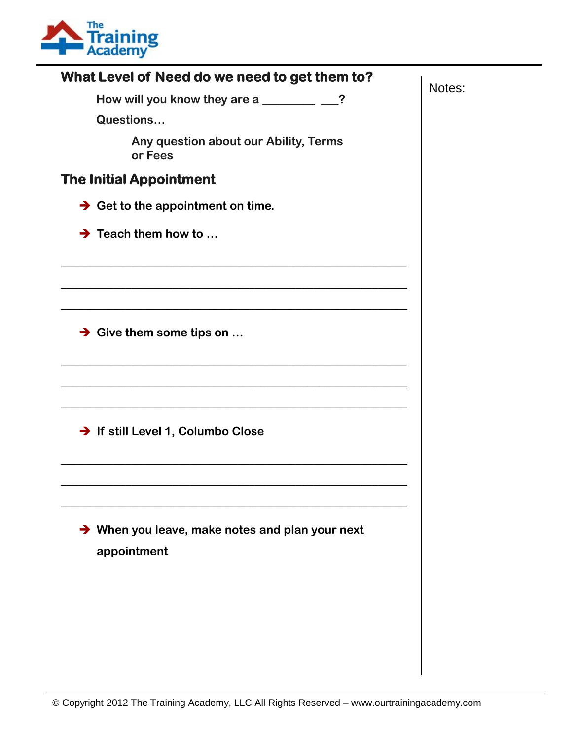## What Level of Need do we need to get them to?

How will you know they are a ________ ___?

Questions…

Any question about our Ability, Terms or Fees

## The Initial Appointment

- Get to the appointment on time.
- Teach them how to …

_______________________________________________

_______________________________________________

_______________________________________________

- Give them some tips on …

_______________________________________________

_______________________________________________

_______________________________________________

- If still Level 1, Columbo Close

_______________________________________________

_______________________________________________

_______________________________________________

- When you leave, make notes and plan your next appointment

Notes:

© Copyright 2012 The Training Academy, LLC All Rights Reserved – www.ourtrainingacademy.com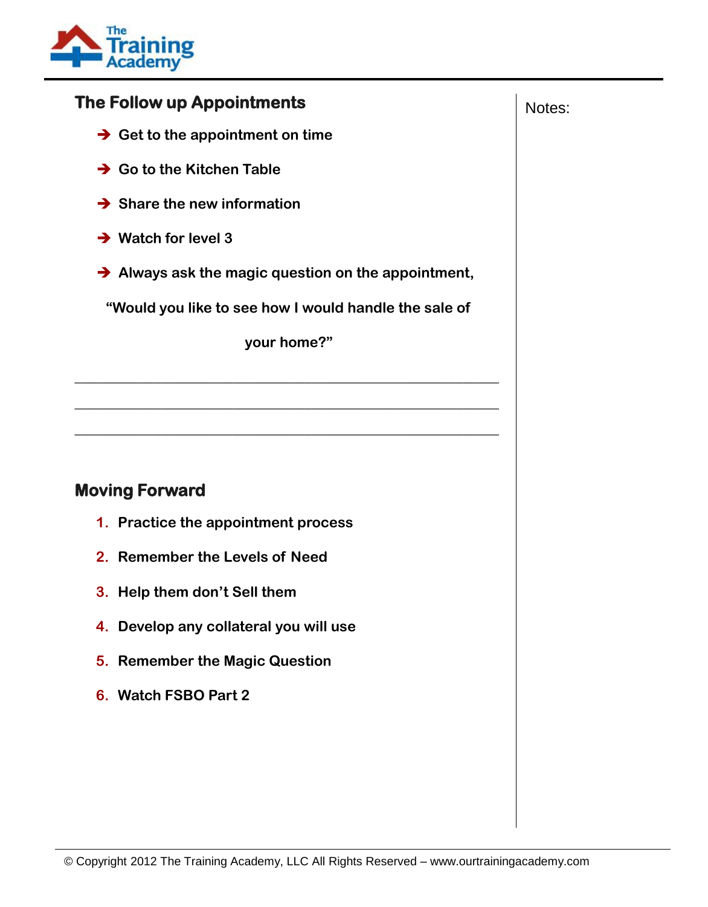## The Follow up Appointments

- **Get to the appointment on time**
- **Go to the Kitchen Table**
- **Share the new information**
- **Watch for level 3**
- **Always ask the magic question on the appointment, "Would you like to see how I would handle the sale of your home?"**

\_\_\_\_\_\_\_\_\_\_\_\_\_\_\_\_\_\_\_\_\_\_\_\_\_\_\_\_\_\_\_\_\_\_\_\_\_\_\_\_\_\_\_\_\_\_\_\_\_\_\_\_\_\_\_\_\_\_

\_\_\_\_\_\_\_\_\_\_\_\_\_\_\_\_\_\_\_\_\_\_\_\_\_\_\_\_\_\_\_\_\_\_\_\_\_\_\_\_\_\_\_\_\_\_\_\_\_\_\_\_\_\_\_\_\_\_

\_\_\_\_\_\_\_\_\_\_\_\_\_\_\_\_\_\_\_\_\_\_\_\_\_\_\_\_\_\_\_\_\_\_\_\_\_\_\_\_\_\_\_\_\_\_\_\_\_\_\_\_\_\_\_\_\_\_

## Moving Forward

1. **Practice the appointment process**
2. **Remember the Levels of Need**
3. **Help them don't Sell them**
4. **Develop any collateral you will use**
5. **Remember the Magic Question**
6. **Watch FSBO Part 2**

Notes: